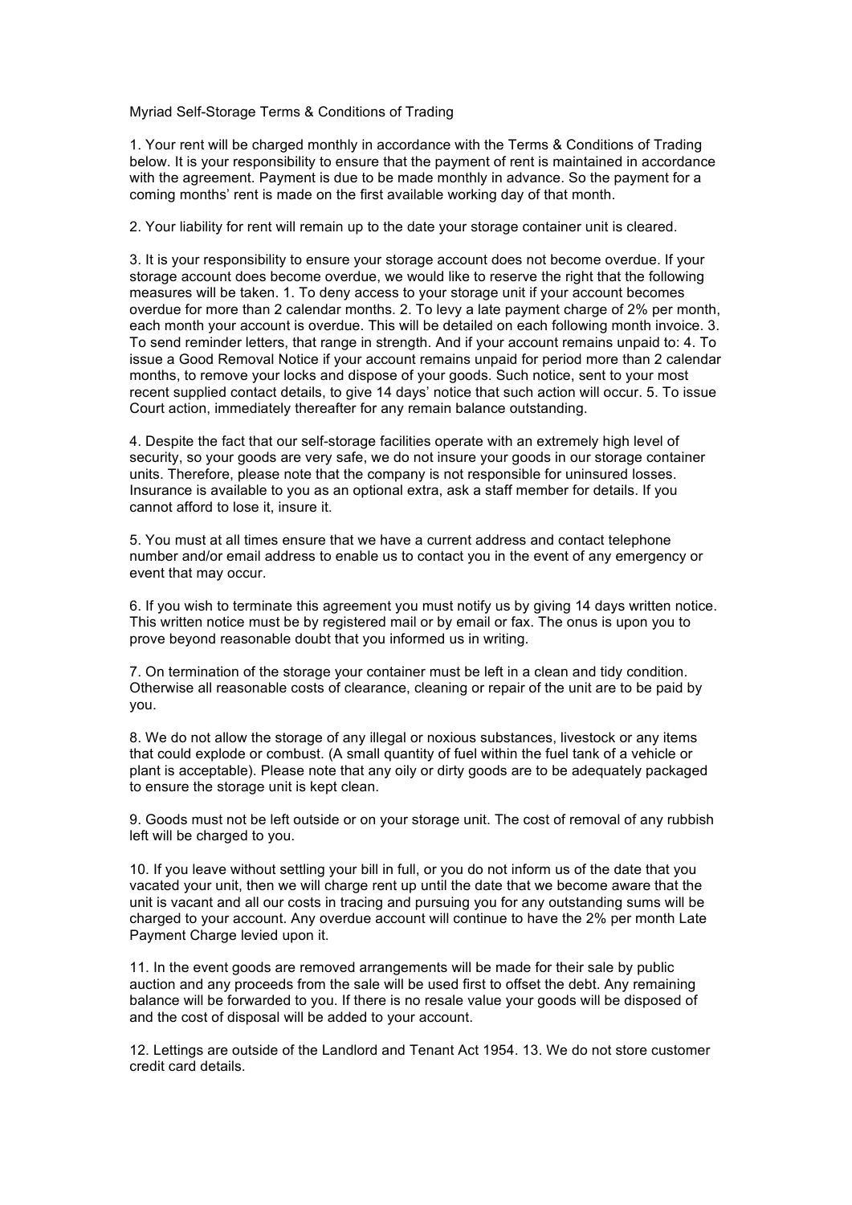Myriad Self-Storage Terms & Conditions of Trading

1. Your rent will be charged monthly in accordance with the Terms & Conditions of Trading below. It is your responsibility to ensure that the payment of rent is maintained in accordance with the agreement. Payment is due to be made monthly in advance. So the payment for a coming months' rent is made on the first available working day of that month.

2. Your liability for rent will remain up to the date your storage container unit is cleared.

3. It is your responsibility to ensure your storage account does not become overdue. If your storage account does become overdue, we would like to reserve the right that the following measures will be taken. 1. To deny access to your storage unit if your account becomes overdue for more than 2 calendar months. 2. To levy a late payment charge of 2% per month, each month your account is overdue. This will be detailed on each following month invoice. 3. To send reminder letters, that range in strength. And if your account remains unpaid to: 4. To issue a Good Removal Notice if your account remains unpaid for period more than 2 calendar months, to remove your locks and dispose of your goods. Such notice, sent to your most recent supplied contact details, to give 14 days' notice that such action will occur. 5. To issue Court action, immediately thereafter for any remain balance outstanding.

4. Despite the fact that our self-storage facilities operate with an extremely high level of security, so your goods are very safe, we do not insure your goods in our storage container units. Therefore, please note that the company is not responsible for uninsured losses. Insurance is available to you as an optional extra, ask a staff member for details. If you cannot afford to lose it, insure it.

5. You must at all times ensure that we have a current address and contact telephone number and/or email address to enable us to contact you in the event of any emergency or event that may occur.

6. If you wish to terminate this agreement you must notify us by giving 14 days written notice. This written notice must be by registered mail or by email or fax. The onus is upon you to prove beyond reasonable doubt that you informed us in writing.

7. On termination of the storage your container must be left in a clean and tidy condition. Otherwise all reasonable costs of clearance, cleaning or repair of the unit are to be paid by you.

8. We do not allow the storage of any illegal or noxious substances, livestock or any items that could explode or combust. (A small quantity of fuel within the fuel tank of a vehicle or plant is acceptable). Please note that any oily or dirty goods are to be adequately packaged to ensure the storage unit is kept clean.

9. Goods must not be left outside or on your storage unit. The cost of removal of any rubbish left will be charged to you.

10. If you leave without settling your bill in full, or you do not inform us of the date that you vacated your unit, then we will charge rent up until the date that we become aware that the unit is vacant and all our costs in tracing and pursuing you for any outstanding sums will be charged to your account. Any overdue account will continue to have the 2% per month Late Payment Charge levied upon it.

11. In the event goods are removed arrangements will be made for their sale by public auction and any proceeds from the sale will be used first to offset the debt. Any remaining balance will be forwarded to you. If there is no resale value your goods will be disposed of and the cost of disposal will be added to your account.

12. Lettings are outside of the Landlord and Tenant Act 1954. 13. We do not store customer credit card details.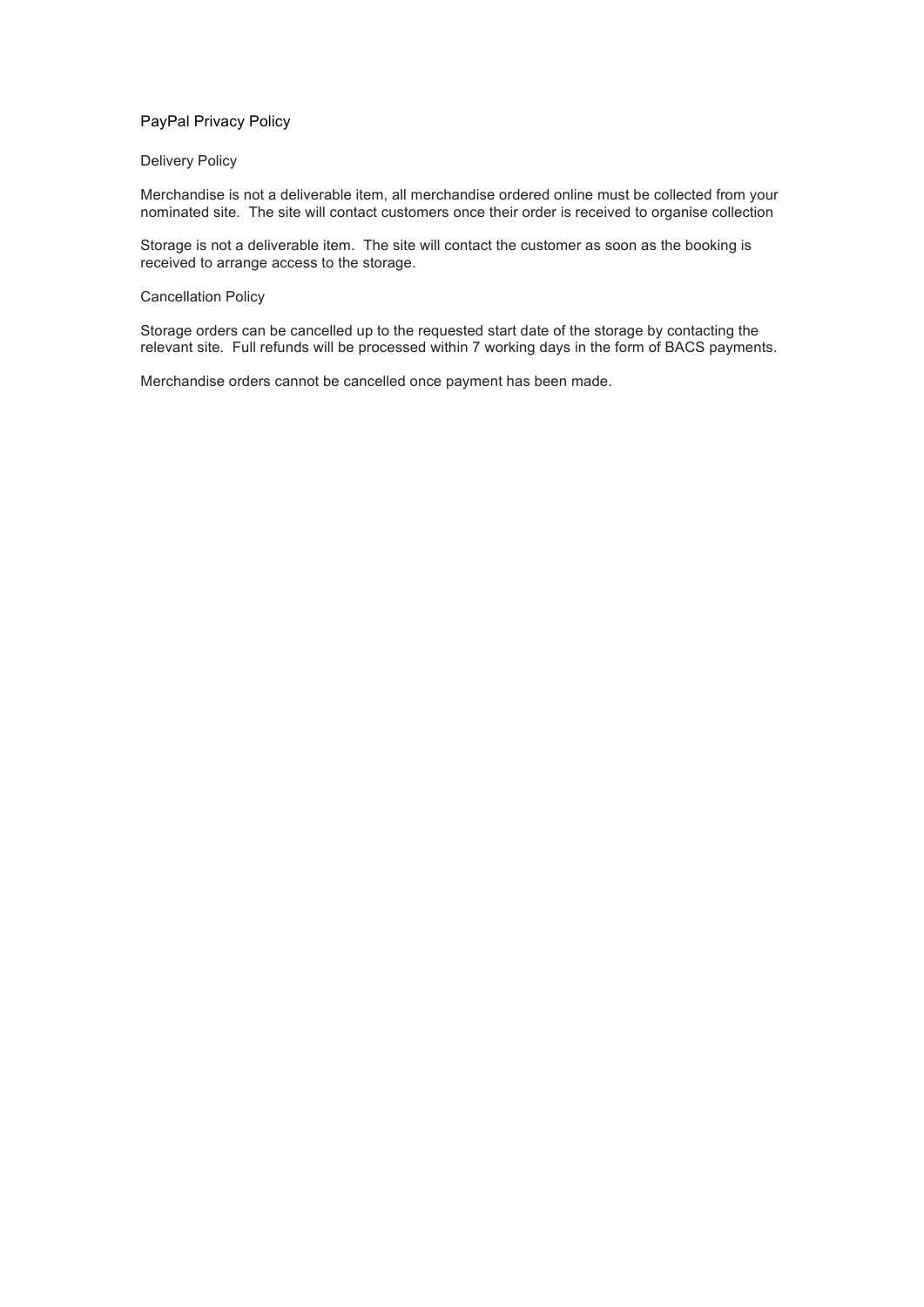# PayPal Privacy Policy

## Delivery Policy

Merchandise is not a deliverable item, all merchandise ordered online must be collected from your nominated site. The site will contact customers once their order is received to organise collection

Storage is not a deliverable item. The site will contact the customer as soon as the booking is received to arrange access to the storage.

## Cancellation Policy

Storage orders can be cancelled up to the requested start date of the storage by contacting the relevant site. Full refunds will be processed within 7 working days in the form of BACS payments.

Merchandise orders cannot be cancelled once payment has been made.